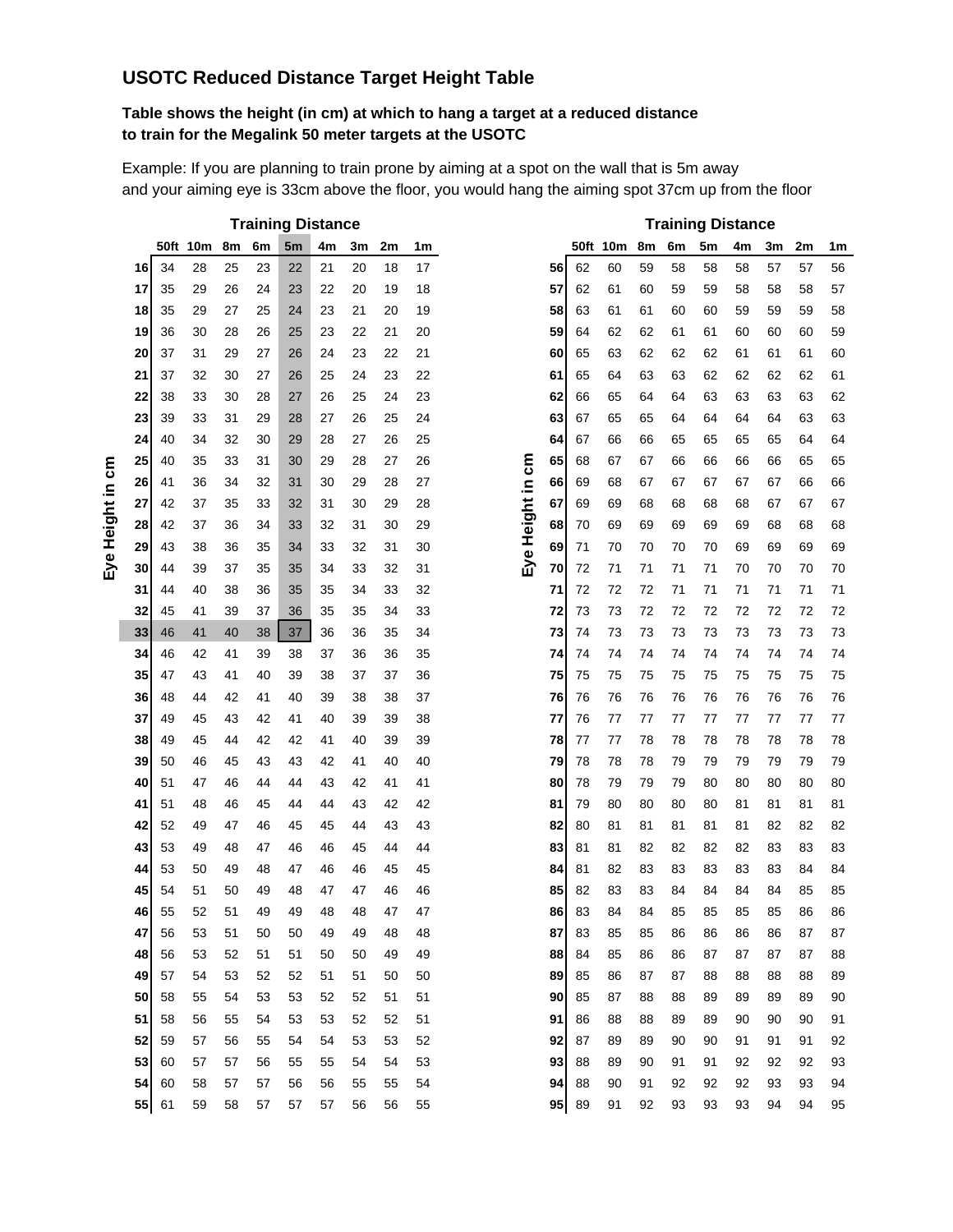## USOTC Reduced Distance Target Height Table

**Table shows the height (in cm) at which to hang a target at a reduced distance to train for the Megalink 50 meter targets at the USOTC**

Example: If you are planning to train prone by aiming at a spot on the wall that is 5m away and your aiming eye is 33cm above the floor, you would hang the aiming spot 37cm up from the floor

| Eye Height in cm | 50ft | 10m | 8m | 6m | 5m | 4m | 3m | 2m | 1m |
|---|---|---|---|---|---|---|---|---|---|
| **16** | 34 | 28 | 25 | 23 | 22 | 21 | 20 | 18 | 17 |
| **17** | 35 | 29 | 26 | 24 | 23 | 22 | 20 | 19 | 18 |
| **18** | 35 | 29 | 27 | 25 | 24 | 23 | 21 | 20 | 19 |
| **19** | 36 | 30 | 28 | 26 | 25 | 23 | 22 | 21 | 20 |
| **20** | 37 | 31 | 29 | 27 | 26 | 24 | 23 | 22 | 21 |
| **21** | 37 | 32 | 30 | 27 | 26 | 25 | 24 | 23 | 22 |
| **22** | 38 | 33 | 30 | 28 | 27 | 26 | 25 | 24 | 23 |
| **23** | 39 | 33 | 31 | 29 | 28 | 27 | 26 | 25 | 24 |
| **24** | 40 | 34 | 32 | 30 | 29 | 28 | 27 | 26 | 25 |
| **25** | 40 | 35 | 33 | 31 | 30 | 29 | 28 | 27 | 26 |
| **26** | 41 | 36 | 34 | 32 | 31 | 30 | 29 | 28 | 27 |
| **27** | 42 | 37 | 35 | 33 | 32 | 31 | 30 | 29 | 28 |
| **28** | 42 | 37 | 36 | 34 | 33 | 32 | 31 | 30 | 29 |
| **29** | 43 | 38 | 36 | 35 | 34 | 33 | 32 | 31 | 30 |
| **30** | 44 | 39 | 37 | 35 | 35 | 34 | 33 | 32 | 31 |
| **31** | 44 | 40 | 38 | 36 | 35 | 35 | 34 | 33 | 32 |
| **32** | 45 | 41 | 39 | 37 | 36 | 35 | 35 | 34 | 33 |
| **33** | 46 | 41 | 40 | 38 | 37 | 36 | 36 | 35 | 34 |
| **34** | 46 | 42 | 41 | 39 | 38 | 37 | 36 | 36 | 35 |
| **35** | 47 | 43 | 41 | 40 | 39 | 38 | 37 | 37 | 36 |
| **36** | 48 | 44 | 42 | 41 | 40 | 39 | 38 | 38 | 37 |
| **37** | 49 | 45 | 43 | 42 | 41 | 40 | 39 | 39 | 38 |
| **38** | 49 | 45 | 44 | 42 | 42 | 41 | 40 | 39 | 39 |
| **39** | 50 | 46 | 45 | 43 | 43 | 42 | 41 | 40 | 40 |
| **40** | 51 | 47 | 46 | 44 | 44 | 43 | 42 | 41 | 41 |
| **41** | 51 | 48 | 46 | 45 | 44 | 44 | 43 | 42 | 42 |
| **42** | 52 | 49 | 47 | 46 | 45 | 45 | 44 | 43 | 43 |
| **43** | 53 | 49 | 48 | 47 | 46 | 46 | 45 | 44 | 44 |
| **44** | 53 | 50 | 49 | 48 | 47 | 46 | 46 | 45 | 45 |
| **45** | 54 | 51 | 50 | 49 | 48 | 47 | 47 | 46 | 46 |
| **46** | 55 | 52 | 51 | 49 | 49 | 48 | 48 | 47 | 47 |
| **47** | 56 | 53 | 51 | 50 | 50 | 49 | 49 | 48 | 48 |
| **48** | 56 | 53 | 52 | 51 | 51 | 50 | 50 | 49 | 49 |
| **49** | 57 | 54 | 53 | 52 | 52 | 51 | 51 | 50 | 50 |
| **50** | 58 | 55 | 54 | 53 | 53 | 52 | 52 | 51 | 51 |
| **51** | 58 | 56 | 55 | 54 | 53 | 53 | 52 | 52 | 51 |
| **52** | 59 | 57 | 56 | 55 | 54 | 54 | 53 | 53 | 52 |
| **53** | 60 | 57 | 57 | 56 | 55 | 55 | 54 | 54 | 53 |
| **54** | 60 | 58 | 57 | 57 | 56 | 56 | 55 | 55 | 54 |
| **55** | 61 | 59 | 58 | 57 | 57 | 57 | 56 | 56 | 55 |
| **56** | 62 | 60 | 59 | 58 | 58 | 58 | 57 | 57 | 56 |
| **57** | 62 | 61 | 60 | 59 | 59 | 58 | 58 | 58 | 57 |
| **58** | 63 | 61 | 61 | 60 | 60 | 59 | 59 | 59 | 58 |
| **59** | 64 | 62 | 62 | 61 | 61 | 60 | 60 | 60 | 59 |
| **60** | 65 | 63 | 62 | 62 | 62 | 61 | 61 | 61 | 60 |
| **61** | 65 | 64 | 63 | 63 | 62 | 62 | 62 | 62 | 61 |
| **62** | 66 | 65 | 64 | 64 | 63 | 63 | 63 | 63 | 62 |
| **63** | 67 | 65 | 65 | 64 | 64 | 64 | 64 | 63 | 63 |
| **64** | 67 | 66 | 66 | 65 | 65 | 65 | 65 | 64 | 64 |
| **65** | 68 | 67 | 67 | 66 | 66 | 66 | 66 | 65 | 65 |
| **66** | 69 | 68 | 67 | 67 | 67 | 67 | 67 | 66 | 66 |
| **67** | 69 | 69 | 68 | 68 | 68 | 68 | 67 | 67 | 67 |
| **68** | 70 | 69 | 69 | 69 | 69 | 69 | 68 | 68 | 68 |
| **69** | 71 | 70 | 70 | 70 | 70 | 69 | 69 | 69 | 69 |
| **70** | 72 | 71 | 71 | 71 | 71 | 70 | 70 | 70 | 70 |
| **71** | 72 | 72 | 72 | 71 | 71 | 71 | 71 | 71 | 71 |
| **72** | 73 | 73 | 72 | 72 | 72 | 72 | 72 | 72 | 72 |
| **73** | 74 | 73 | 73 | 73 | 73 | 73 | 73 | 73 | 73 |
| **74** | 74 | 74 | 74 | 74 | 74 | 74 | 74 | 74 | 74 |
| **75** | 75 | 75 | 75 | 75 | 75 | 75 | 75 | 75 | 75 |
| **76** | 76 | 76 | 76 | 76 | 76 | 76 | 76 | 76 | 76 |
| **77** | 76 | 77 | 77 | 77 | 77 | 77 | 77 | 77 | 77 |
| **78** | 77 | 77 | 78 | 78 | 78 | 78 | 78 | 78 | 78 |
| **79** | 78 | 78 | 78 | 79 | 79 | 79 | 79 | 79 | 79 |
| **80** | 78 | 79 | 79 | 79 | 80 | 80 | 80 | 80 | 80 |
| **81** | 79 | 80 | 80 | 80 | 80 | 81 | 81 | 81 | 81 |
| **82** | 80 | 81 | 81 | 81 | 81 | 81 | 82 | 82 | 82 |
| **83** | 81 | 81 | 82 | 82 | 82 | 82 | 83 | 83 | 83 |
| **84** | 81 | 82 | 83 | 83 | 83 | 83 | 83 | 84 | 84 |
| **85** | 82 | 83 | 83 | 84 | 84 | 84 | 84 | 85 | 85 |
| **86** | 83 | 84 | 84 | 85 | 85 | 85 | 85 | 86 | 86 |
| **87** | 83 | 85 | 85 | 86 | 86 | 86 | 86 | 87 | 87 |
| **88** | 84 | 85 | 86 | 86 | 87 | 87 | 87 | 87 | 88 |
| **89** | 85 | 86 | 87 | 87 | 88 | 88 | 88 | 88 | 89 |
| **90** | 85 | 87 | 88 | 88 | 89 | 89 | 89 | 89 | 90 |
| **91** | 86 | 88 | 88 | 89 | 89 | 90 | 90 | 90 | 91 |
| **92** | 87 | 89 | 89 | 90 | 90 | 91 | 91 | 91 | 92 |
| **93** | 88 | 89 | 90 | 91 | 91 | 92 | 92 | 92 | 93 |
| **94** | 88 | 90 | 91 | 92 | 92 | 92 | 93 | 93 | 94 |
| **95** | 89 | 91 | 92 | 93 | 93 | 93 | 94 | 94 | 95 |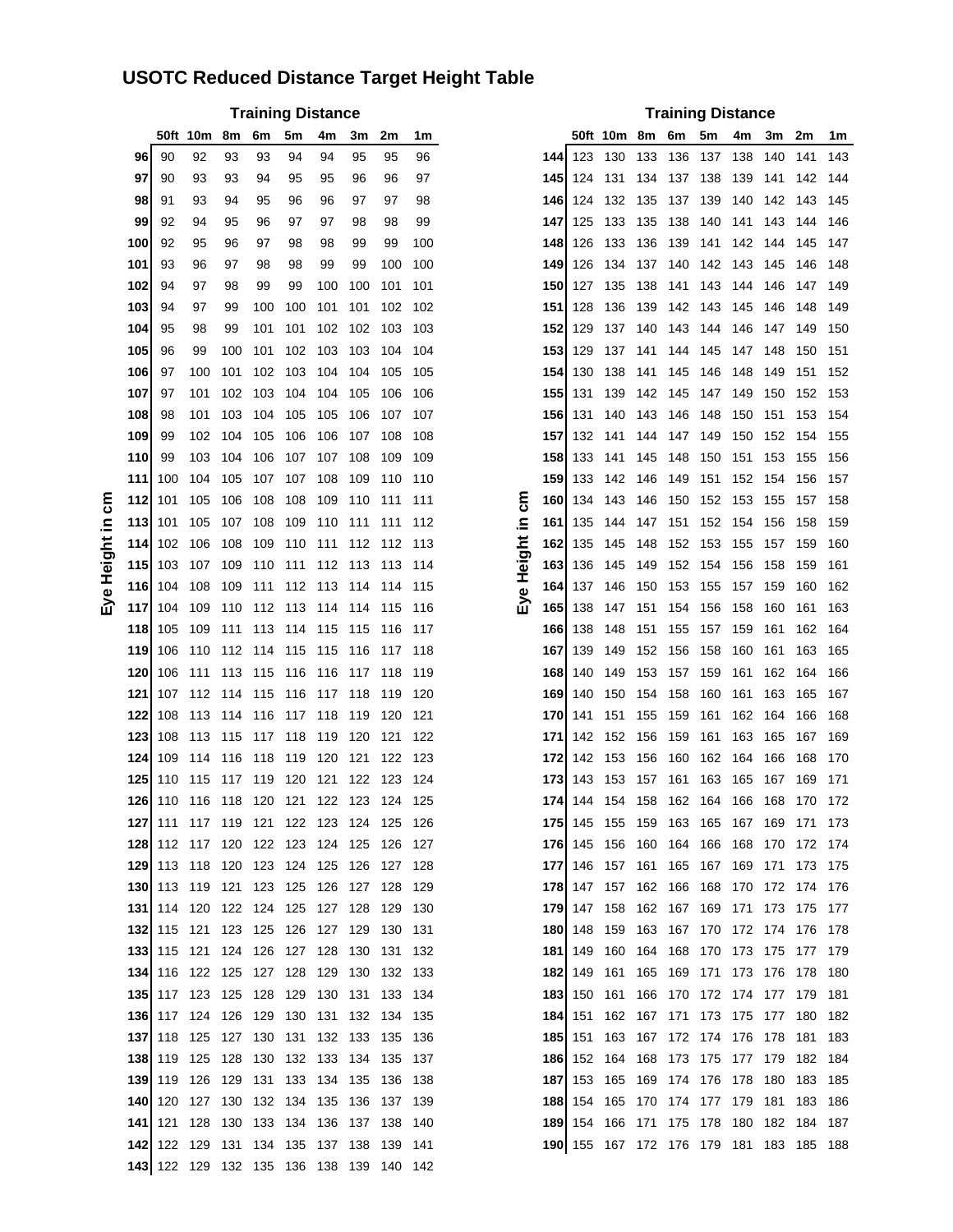# USOTC Reduced Distance Target Height Table

| Eye Height in cm | 50ft | 10m | 8m | 6m | 5m | 4m | 3m | 2m | 1m |
|---|---|---|---|---|---|---|---|---|---|
| **96** | 90 | 92 | 93 | 93 | 94 | 94 | 95 | 95 | 96 |
| **97** | 90 | 93 | 93 | 94 | 95 | 95 | 96 | 96 | 97 |
| **98** | 91 | 93 | 94 | 95 | 96 | 96 | 97 | 97 | 98 |
| **99** | 92 | 94 | 95 | 96 | 97 | 97 | 98 | 98 | 99 |
| **100** | 92 | 95 | 96 | 97 | 98 | 98 | 99 | 99 | 100 |
| **101** | 93 | 96 | 97 | 98 | 98 | 99 | 99 | 100 | 100 |
| **102** | 94 | 97 | 98 | 99 | 99 | 100 | 100 | 101 | 101 |
| **103** | 94 | 97 | 99 | 100 | 100 | 101 | 101 | 102 | 102 |
| **104** | 95 | 98 | 99 | 101 | 101 | 102 | 102 | 103 | 103 |
| **105** | 96 | 99 | 100 | 101 | 102 | 103 | 103 | 104 | 104 |
| **106** | 97 | 100 | 101 | 102 | 103 | 104 | 104 | 105 | 105 |
| **107** | 97 | 101 | 102 | 103 | 104 | 104 | 105 | 106 | 106 |
| **108** | 98 | 101 | 103 | 104 | 105 | 105 | 106 | 107 | 107 |
| **109** | 99 | 102 | 104 | 105 | 106 | 106 | 107 | 108 | 108 |
| **110** | 99 | 103 | 104 | 106 | 107 | 107 | 108 | 109 | 109 |
| **111** | 100 | 104 | 105 | 107 | 107 | 108 | 109 | 110 | 110 |
| **112** | 101 | 105 | 106 | 108 | 108 | 109 | 110 | 111 | 111 |
| **113** | 101 | 105 | 107 | 108 | 109 | 110 | 111 | 111 | 112 |
| **114** | 102 | 106 | 108 | 109 | 110 | 111 | 112 | 112 | 113 |
| **115** | 103 | 107 | 109 | 110 | 111 | 112 | 113 | 113 | 114 |
| **116** | 104 | 108 | 109 | 111 | 112 | 113 | 114 | 114 | 115 |
| **117** | 104 | 109 | 110 | 112 | 113 | 114 | 114 | 115 | 116 |
| **118** | 105 | 109 | 111 | 113 | 114 | 115 | 115 | 116 | 117 |
| **119** | 106 | 110 | 112 | 114 | 115 | 115 | 116 | 117 | 118 |
| **120** | 106 | 111 | 113 | 115 | 116 | 116 | 117 | 118 | 119 |
| **121** | 107 | 112 | 114 | 115 | 116 | 117 | 118 | 119 | 120 |
| **122** | 108 | 113 | 114 | 116 | 117 | 118 | 119 | 120 | 121 |
| **123** | 108 | 113 | 115 | 117 | 118 | 119 | 120 | 121 | 122 |
| **124** | 109 | 114 | 116 | 118 | 119 | 120 | 121 | 122 | 123 |
| **125** | 110 | 115 | 117 | 119 | 120 | 121 | 122 | 123 | 124 |
| **126** | 110 | 116 | 118 | 120 | 121 | 122 | 123 | 124 | 125 |
| **127** | 111 | 117 | 119 | 121 | 122 | 123 | 124 | 125 | 126 |
| **128** | 112 | 117 | 120 | 122 | 123 | 124 | 125 | 126 | 127 |
| **129** | 113 | 118 | 120 | 123 | 124 | 125 | 126 | 127 | 128 |
| **130** | 113 | 119 | 121 | 123 | 125 | 126 | 127 | 128 | 129 |
| **131** | 114 | 120 | 122 | 124 | 125 | 127 | 128 | 129 | 130 |
| **132** | 115 | 121 | 123 | 125 | 126 | 127 | 129 | 130 | 131 |
| **133** | 115 | 121 | 124 | 126 | 127 | 128 | 130 | 131 | 132 |
| **134** | 116 | 122 | 125 | 127 | 128 | 129 | 130 | 132 | 133 |
| **135** | 117 | 123 | 125 | 128 | 129 | 130 | 131 | 133 | 134 |
| **136** | 117 | 124 | 126 | 129 | 130 | 131 | 132 | 134 | 135 |
| **137** | 118 | 125 | 127 | 130 | 131 | 132 | 133 | 135 | 136 |
| **138** | 119 | 125 | 128 | 130 | 132 | 133 | 134 | 135 | 137 |
| **139** | 119 | 126 | 129 | 131 | 133 | 134 | 135 | 136 | 138 |
| **140** | 120 | 127 | 130 | 132 | 134 | 135 | 136 | 137 | 139 |
| **141** | 121 | 128 | 130 | 133 | 134 | 136 | 137 | 138 | 140 |
| **142** | 122 | 129 | 131 | 134 | 135 | 137 | 138 | 139 | 141 |
| **143** | 122 | 129 | 132 | 135 | 136 | 138 | 139 | 140 | 142 |
| **144** | 123 | 130 | 133 | 136 | 137 | 138 | 140 | 141 | 143 |
| **145** | 124 | 131 | 134 | 137 | 138 | 139 | 141 | 142 | 144 |
| **146** | 124 | 132 | 135 | 137 | 139 | 140 | 142 | 143 | 145 |
| **147** | 125 | 133 | 135 | 138 | 140 | 141 | 143 | 144 | 146 |
| **148** | 126 | 133 | 136 | 139 | 141 | 142 | 144 | 145 | 147 |
| **149** | 126 | 134 | 137 | 140 | 142 | 143 | 145 | 146 | 148 |
| **150** | 127 | 135 | 138 | 141 | 143 | 144 | 146 | 147 | 149 |
| **151** | 128 | 136 | 139 | 142 | 143 | 145 | 146 | 148 | 149 |
| **152** | 129 | 137 | 140 | 143 | 144 | 146 | 147 | 149 | 150 |
| **153** | 129 | 137 | 141 | 144 | 145 | 147 | 148 | 150 | 151 |
| **154** | 130 | 138 | 141 | 145 | 146 | 148 | 149 | 151 | 152 |
| **155** | 131 | 139 | 142 | 145 | 147 | 149 | 150 | 152 | 153 |
| **156** | 131 | 140 | 143 | 146 | 148 | 150 | 151 | 153 | 154 |
| **157** | 132 | 141 | 144 | 147 | 149 | 150 | 152 | 154 | 155 |
| **158** | 133 | 141 | 145 | 148 | 150 | 151 | 153 | 155 | 156 |
| **159** | 133 | 142 | 146 | 149 | 151 | 152 | 154 | 156 | 157 |
| **160** | 134 | 143 | 146 | 150 | 152 | 153 | 155 | 157 | 158 |
| **161** | 135 | 144 | 147 | 151 | 152 | 154 | 156 | 158 | 159 |
| **162** | 135 | 145 | 148 | 152 | 153 | 155 | 157 | 159 | 160 |
| **163** | 136 | 145 | 149 | 152 | 154 | 156 | 158 | 159 | 161 |
| **164** | 137 | 146 | 150 | 153 | 155 | 157 | 159 | 160 | 162 |
| **165** | 138 | 147 | 151 | 154 | 156 | 158 | 160 | 161 | 163 |
| **166** | 138 | 148 | 151 | 155 | 157 | 159 | 161 | 162 | 164 |
| **167** | 139 | 149 | 152 | 156 | 158 | 160 | 161 | 163 | 165 |
| **168** | 140 | 149 | 153 | 157 | 159 | 161 | 162 | 164 | 166 |
| **169** | 140 | 150 | 154 | 158 | 160 | 161 | 163 | 165 | 167 |
| **170** | 141 | 151 | 155 | 159 | 161 | 162 | 164 | 166 | 168 |
| **171** | 142 | 152 | 156 | 159 | 161 | 163 | 165 | 167 | 169 |
| **172** | 142 | 153 | 156 | 160 | 162 | 164 | 166 | 168 | 170 |
| **173** | 143 | 153 | 157 | 161 | 163 | 165 | 167 | 169 | 171 |
| **174** | 144 | 154 | 158 | 162 | 164 | 166 | 168 | 170 | 172 |
| **175** | 145 | 155 | 159 | 163 | 165 | 167 | 169 | 171 | 173 |
| **176** | 145 | 156 | 160 | 164 | 166 | 168 | 170 | 172 | 174 |
| **177** | 146 | 157 | 161 | 165 | 167 | 169 | 171 | 173 | 175 |
| **178** | 147 | 157 | 162 | 166 | 168 | 170 | 172 | 174 | 176 |
| **179** | 147 | 158 | 162 | 167 | 169 | 171 | 173 | 175 | 177 |
| **180** | 148 | 159 | 163 | 167 | 170 | 172 | 174 | 176 | 178 |
| **181** | 149 | 160 | 164 | 168 | 170 | 173 | 175 | 177 | 179 |
| **182** | 149 | 161 | 165 | 169 | 171 | 173 | 176 | 178 | 180 |
| **183** | 150 | 161 | 166 | 170 | 172 | 174 | 177 | 179 | 181 |
| **184** | 151 | 162 | 167 | 171 | 173 | 175 | 177 | 180 | 182 |
| **185** | 151 | 163 | 167 | 172 | 174 | 176 | 178 | 181 | 183 |
| **186** | 152 | 164 | 168 | 173 | 175 | 177 | 179 | 182 | 184 |
| **187** | 153 | 165 | 169 | 174 | 176 | 178 | 180 | 183 | 185 |
| **188** | 154 | 165 | 170 | 174 | 177 | 179 | 181 | 183 | 186 |
| **189** | 154 | 166 | 171 | 175 | 178 | 180 | 182 | 184 | 187 |
| **190** | 155 | 167 | 172 | 176 | 179 | 181 | 183 | 185 | 188 |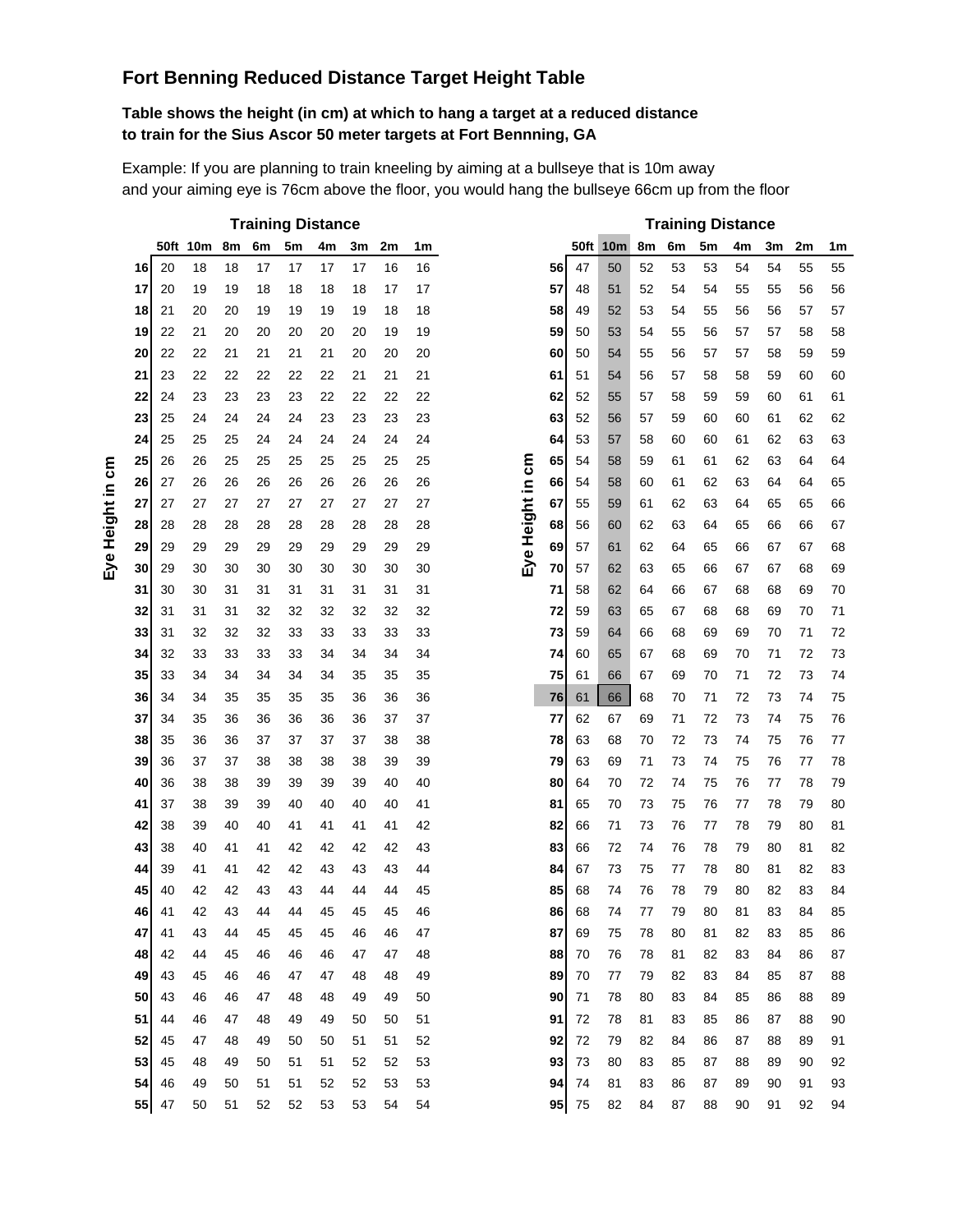## Fort Benning Reduced Distance Target Height Table

**Table shows the height (in cm) at which to hang a target at a reduced distance to train for the Sius Ascor 50 meter targets at Fort Bennning, GA**

Example: If you are planning to train kneeling by aiming at a bullseye that is 10m away and your aiming eye is 76cm above the floor, you would hang the bullseye 66cm up from the floor

| Eye Height in cm | 50ft | 10m | 8m | 6m | 5m | 4m | 3m | 2m | 1m |
|---|---|---|---|---|---|---|---|---|---|
| 16 | 20 | 18 | 18 | 17 | 17 | 17 | 17 | 16 | 16 |
| 17 | 20 | 19 | 19 | 18 | 18 | 18 | 18 | 17 | 17 |
| 18 | 21 | 20 | 20 | 19 | 19 | 19 | 19 | 18 | 18 |
| 19 | 22 | 21 | 20 | 20 | 20 | 20 | 20 | 19 | 19 |
| 20 | 22 | 22 | 21 | 21 | 21 | 21 | 20 | 20 | 20 |
| 21 | 23 | 22 | 22 | 22 | 22 | 22 | 21 | 21 | 21 |
| 22 | 24 | 23 | 23 | 23 | 23 | 22 | 22 | 22 | 22 |
| 23 | 25 | 24 | 24 | 24 | 24 | 23 | 23 | 23 | 23 |
| 24 | 25 | 25 | 25 | 24 | 24 | 24 | 24 | 24 | 24 |
| 25 | 26 | 26 | 25 | 25 | 25 | 25 | 25 | 25 | 25 |
| 26 | 27 | 26 | 26 | 26 | 26 | 26 | 26 | 26 | 26 |
| 27 | 27 | 27 | 27 | 27 | 27 | 27 | 27 | 27 | 27 |
| 28 | 28 | 28 | 28 | 28 | 28 | 28 | 28 | 28 | 28 |
| 29 | 29 | 29 | 29 | 29 | 29 | 29 | 29 | 29 | 29 |
| 30 | 29 | 30 | 30 | 30 | 30 | 30 | 30 | 30 | 30 |
| 31 | 30 | 30 | 31 | 31 | 31 | 31 | 31 | 31 | 31 |
| 32 | 31 | 31 | 31 | 32 | 32 | 32 | 32 | 32 | 32 |
| 33 | 31 | 32 | 32 | 32 | 33 | 33 | 33 | 33 | 33 |
| 34 | 32 | 33 | 33 | 33 | 33 | 34 | 34 | 34 | 34 |
| 35 | 33 | 34 | 34 | 34 | 34 | 34 | 35 | 35 | 35 |
| 36 | 34 | 34 | 35 | 35 | 35 | 35 | 36 | 36 | 36 |
| 37 | 34 | 35 | 36 | 36 | 36 | 36 | 36 | 37 | 37 |
| 38 | 35 | 36 | 36 | 37 | 37 | 37 | 37 | 38 | 38 |
| 39 | 36 | 37 | 37 | 38 | 38 | 38 | 38 | 39 | 39 |
| 40 | 36 | 38 | 38 | 39 | 39 | 39 | 39 | 40 | 40 |
| 41 | 37 | 38 | 39 | 39 | 40 | 40 | 40 | 40 | 41 |
| 42 | 38 | 39 | 40 | 40 | 41 | 41 | 41 | 41 | 42 |
| 43 | 38 | 40 | 41 | 41 | 42 | 42 | 42 | 42 | 43 |
| 44 | 39 | 41 | 41 | 42 | 42 | 43 | 43 | 43 | 44 |
| 45 | 40 | 42 | 42 | 43 | 43 | 44 | 44 | 44 | 45 |
| 46 | 41 | 42 | 43 | 44 | 44 | 45 | 45 | 45 | 46 |
| 47 | 41 | 43 | 44 | 45 | 45 | 45 | 46 | 46 | 47 |
| 48 | 42 | 44 | 45 | 46 | 46 | 46 | 47 | 47 | 48 |
| 49 | 43 | 45 | 46 | 46 | 47 | 47 | 48 | 48 | 49 |
| 50 | 43 | 46 | 46 | 47 | 48 | 48 | 49 | 49 | 50 |
| 51 | 44 | 46 | 47 | 48 | 49 | 49 | 50 | 50 | 51 |
| 52 | 45 | 47 | 48 | 49 | 50 | 50 | 51 | 51 | 52 |
| 53 | 45 | 48 | 49 | 50 | 51 | 51 | 52 | 52 | 53 |
| 54 | 46 | 49 | 50 | 51 | 51 | 52 | 52 | 53 | 53 |
| 55 | 47 | 50 | 51 | 52 | 52 | 53 | 53 | 54 | 54 |
| 56 | 47 | 50 | 52 | 53 | 53 | 54 | 54 | 55 | 55 |
| 57 | 48 | 51 | 52 | 54 | 54 | 55 | 55 | 56 | 56 |
| 58 | 49 | 52 | 53 | 54 | 55 | 56 | 56 | 57 | 57 |
| 59 | 50 | 53 | 54 | 55 | 56 | 57 | 57 | 58 | 58 |
| 60 | 50 | 54 | 55 | 56 | 57 | 57 | 58 | 59 | 59 |
| 61 | 51 | 54 | 56 | 57 | 58 | 58 | 59 | 60 | 60 |
| 62 | 52 | 55 | 57 | 58 | 59 | 59 | 60 | 61 | 61 |
| 63 | 52 | 56 | 57 | 59 | 60 | 60 | 61 | 62 | 62 |
| 64 | 53 | 57 | 58 | 60 | 60 | 61 | 62 | 63 | 63 |
| 65 | 54 | 58 | 59 | 61 | 61 | 62 | 63 | 64 | 64 |
| 66 | 54 | 58 | 60 | 61 | 62 | 63 | 64 | 64 | 65 |
| 67 | 55 | 59 | 61 | 62 | 63 | 64 | 65 | 65 | 66 |
| 68 | 56 | 60 | 62 | 63 | 64 | 65 | 66 | 66 | 67 |
| 69 | 57 | 61 | 62 | 64 | 65 | 66 | 67 | 67 | 68 |
| 70 | 57 | 62 | 63 | 65 | 66 | 67 | 67 | 68 | 69 |
| 71 | 58 | 62 | 64 | 66 | 67 | 68 | 68 | 69 | 70 |
| 72 | 59 | 63 | 65 | 67 | 68 | 68 | 69 | 70 | 71 |
| 73 | 59 | 64 | 66 | 68 | 69 | 69 | 70 | 71 | 72 |
| 74 | 60 | 65 | 67 | 68 | 69 | 70 | 71 | 72 | 73 |
| 75 | 61 | 66 | 67 | 69 | 70 | 71 | 72 | 73 | 74 |
| 76 | 61 | 66 | 68 | 70 | 71 | 72 | 73 | 74 | 75 |
| 77 | 62 | 67 | 69 | 71 | 72 | 73 | 74 | 75 | 76 |
| 78 | 63 | 68 | 70 | 72 | 73 | 74 | 75 | 76 | 77 |
| 79 | 63 | 69 | 71 | 73 | 74 | 75 | 76 | 77 | 78 |
| 80 | 64 | 70 | 72 | 74 | 75 | 76 | 77 | 78 | 79 |
| 81 | 65 | 70 | 73 | 75 | 76 | 77 | 78 | 79 | 80 |
| 82 | 66 | 71 | 73 | 76 | 77 | 78 | 79 | 80 | 81 |
| 83 | 66 | 72 | 74 | 76 | 78 | 79 | 80 | 81 | 82 |
| 84 | 67 | 73 | 75 | 77 | 78 | 80 | 81 | 82 | 83 |
| 85 | 68 | 74 | 76 | 78 | 79 | 80 | 82 | 83 | 84 |
| 86 | 68 | 74 | 77 | 79 | 80 | 81 | 83 | 84 | 85 |
| 87 | 69 | 75 | 78 | 80 | 81 | 82 | 83 | 85 | 86 |
| 88 | 70 | 76 | 78 | 81 | 82 | 83 | 84 | 86 | 87 |
| 89 | 70 | 77 | 79 | 82 | 83 | 84 | 85 | 87 | 88 |
| 90 | 71 | 78 | 80 | 83 | 84 | 85 | 86 | 88 | 89 |
| 91 | 72 | 78 | 81 | 83 | 85 | 86 | 87 | 88 | 90 |
| 92 | 72 | 79 | 82 | 84 | 86 | 87 | 88 | 89 | 91 |
| 93 | 73 | 80 | 83 | 85 | 87 | 88 | 89 | 90 | 92 |
| 94 | 74 | 81 | 83 | 86 | 87 | 89 | 90 | 91 | 93 |
| 95 | 75 | 82 | 84 | 87 | 88 | 90 | 91 | 92 | 94 |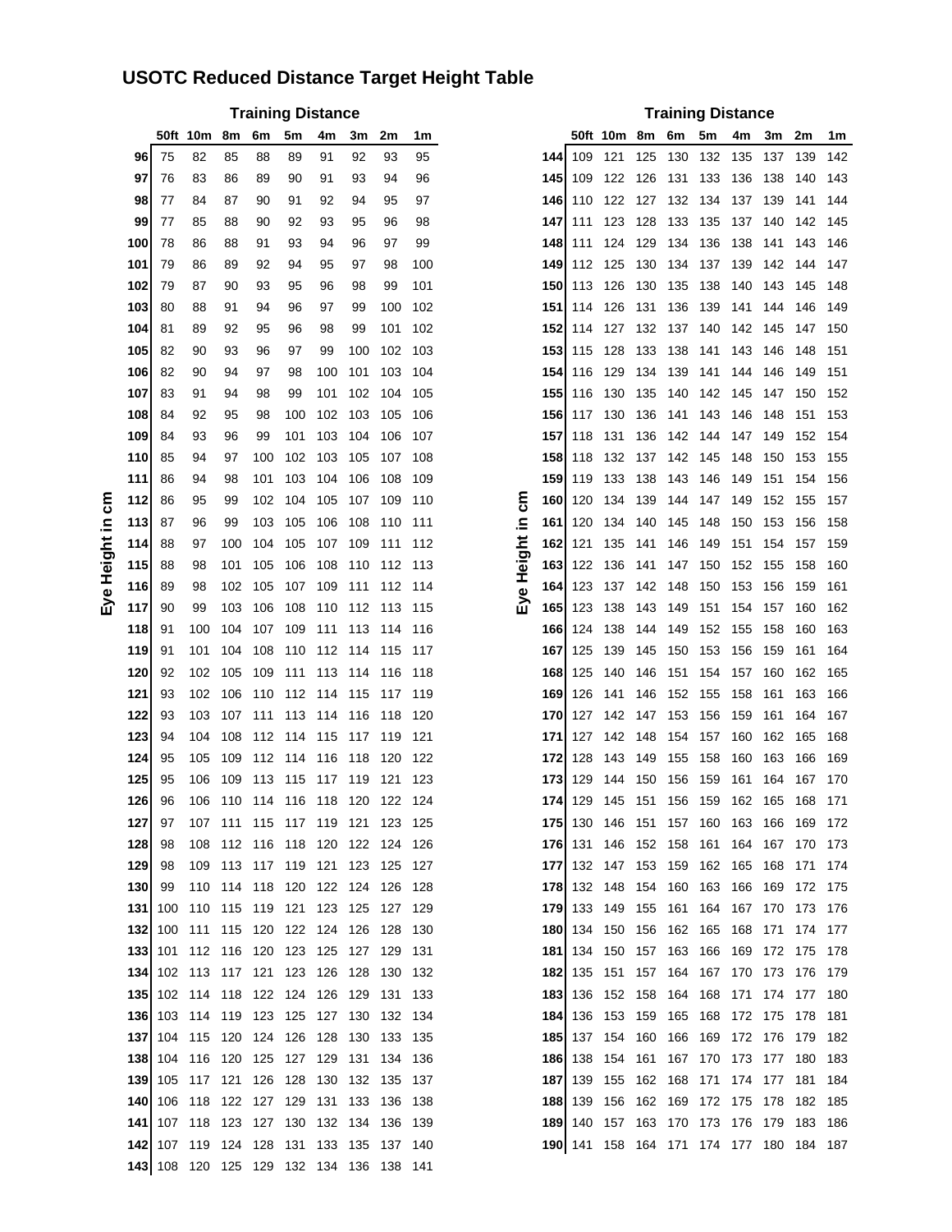# USOTC Reduced Distance Target Height Table

| Eye Height in cm | 50ft | 10m | 8m | 6m | 5m | 4m | 3m | 2m | 1m |
|---|---|---|---|---|---|---|---|---|---|
| | **Training Distance** | | | | | | | | |
| 96 | 75 | 82 | 85 | 88 | 89 | 91 | 92 | 93 | 95 |
| 97 | 76 | 83 | 86 | 89 | 90 | 91 | 93 | 94 | 96 |
| 98 | 77 | 84 | 87 | 90 | 91 | 92 | 94 | 95 | 97 |
| 99 | 77 | 85 | 88 | 90 | 92 | 93 | 95 | 96 | 98 |
| 100 | 78 | 86 | 88 | 91 | 93 | 94 | 96 | 97 | 99 |
| 101 | 79 | 86 | 89 | 92 | 94 | 95 | 97 | 98 | 100 |
| 102 | 79 | 87 | 90 | 93 | 95 | 96 | 98 | 99 | 101 |
| 103 | 80 | 88 | 91 | 94 | 96 | 97 | 99 | 100 | 102 |
| 104 | 81 | 89 | 92 | 95 | 96 | 98 | 99 | 101 | 102 |
| 105 | 82 | 90 | 93 | 96 | 97 | 99 | 100 | 102 | 103 |
| 106 | 82 | 90 | 94 | 97 | 98 | 100 | 101 | 103 | 104 |
| 107 | 83 | 91 | 94 | 98 | 99 | 101 | 102 | 104 | 105 |
| 108 | 84 | 92 | 95 | 98 | 100 | 102 | 103 | 105 | 106 |
| 109 | 84 | 93 | 96 | 99 | 101 | 103 | 104 | 106 | 107 |
| 110 | 85 | 94 | 97 | 100 | 102 | 103 | 105 | 107 | 108 |
| 111 | 86 | 94 | 98 | 101 | 103 | 104 | 106 | 108 | 109 |
| 112 | 86 | 95 | 99 | 102 | 104 | 105 | 107 | 109 | 110 |
| 113 | 87 | 96 | 99 | 103 | 105 | 106 | 108 | 110 | 111 |
| 114 | 88 | 97 | 100 | 104 | 105 | 107 | 109 | 111 | 112 |
| 115 | 88 | 98 | 101 | 105 | 106 | 108 | 110 | 112 | 113 |
| 116 | 89 | 98 | 102 | 105 | 107 | 109 | 111 | 112 | 114 |
| 117 | 90 | 99 | 103 | 106 | 108 | 110 | 112 | 113 | 115 |
| 118 | 91 | 100 | 104 | 107 | 109 | 111 | 113 | 114 | 116 |
| 119 | 91 | 101 | 104 | 108 | 110 | 112 | 114 | 115 | 117 |
| 120 | 92 | 102 | 105 | 109 | 111 | 113 | 114 | 116 | 118 |
| 121 | 93 | 102 | 106 | 110 | 112 | 114 | 115 | 117 | 119 |
| 122 | 93 | 103 | 107 | 111 | 113 | 114 | 116 | 118 | 120 |
| 123 | 94 | 104 | 108 | 112 | 114 | 115 | 117 | 119 | 121 |
| 124 | 95 | 105 | 109 | 112 | 114 | 116 | 118 | 120 | 122 |
| 125 | 95 | 106 | 109 | 113 | 115 | 117 | 119 | 121 | 123 |
| 126 | 96 | 106 | 110 | 114 | 116 | 118 | 120 | 122 | 124 |
| 127 | 97 | 107 | 111 | 115 | 117 | 119 | 121 | 123 | 125 |
| 128 | 98 | 108 | 112 | 116 | 118 | 120 | 122 | 124 | 126 |
| 129 | 98 | 109 | 113 | 117 | 119 | 121 | 123 | 125 | 127 |
| 130 | 99 | 110 | 114 | 118 | 120 | 122 | 124 | 126 | 128 |
| 131 | 100 | 110 | 115 | 119 | 121 | 123 | 125 | 127 | 129 |
| 132 | 100 | 111 | 115 | 120 | 122 | 124 | 126 | 128 | 130 |
| 133 | 101 | 112 | 116 | 120 | 123 | 125 | 127 | 129 | 131 |
| 134 | 102 | 113 | 117 | 121 | 123 | 126 | 128 | 130 | 132 |
| 135 | 102 | 114 | 118 | 122 | 124 | 126 | 129 | 131 | 133 |
| 136 | 103 | 114 | 119 | 123 | 125 | 127 | 130 | 132 | 134 |
| 137 | 104 | 115 | 120 | 124 | 126 | 128 | 130 | 133 | 135 |
| 138 | 104 | 116 | 120 | 125 | 127 | 129 | 131 | 134 | 136 |
| 139 | 105 | 117 | 121 | 126 | 128 | 130 | 132 | 135 | 137 |
| 140 | 106 | 118 | 122 | 127 | 129 | 131 | 133 | 136 | 138 |
| 141 | 107 | 118 | 123 | 127 | 130 | 132 | 134 | 136 | 139 |
| 142 | 107 | 119 | 124 | 128 | 131 | 133 | 135 | 137 | 140 |
| 143 | 108 | 120 | 125 | 129 | 132 | 134 | 136 | 138 | 141 |

| Eye Height in cm | 50ft | 10m | 8m | 6m | 5m | 4m | 3m | 2m | 1m |
|---|---|---|---|---|---|---|---|---|---|
| | **Training Distance** | | | | | | | | |
| 144 | 109 | 121 | 125 | 130 | 132 | 135 | 137 | 139 | 142 |
| 145 | 109 | 122 | 126 | 131 | 133 | 136 | 138 | 140 | 143 |
| 146 | 110 | 122 | 127 | 132 | 134 | 137 | 139 | 141 | 144 |
| 147 | 111 | 123 | 128 | 133 | 135 | 137 | 140 | 142 | 145 |
| 148 | 111 | 124 | 129 | 134 | 136 | 138 | 141 | 143 | 146 |
| 149 | 112 | 125 | 130 | 134 | 137 | 139 | 142 | 144 | 147 |
| 150 | 113 | 126 | 130 | 135 | 138 | 140 | 143 | 145 | 148 |
| 151 | 114 | 126 | 131 | 136 | 139 | 141 | 144 | 146 | 149 |
| 152 | 114 | 127 | 132 | 137 | 140 | 142 | 145 | 147 | 150 |
| 153 | 115 | 128 | 133 | 138 | 141 | 143 | 146 | 148 | 151 |
| 154 | 116 | 129 | 134 | 139 | 141 | 144 | 146 | 149 | 151 |
| 155 | 116 | 130 | 135 | 140 | 142 | 145 | 147 | 150 | 152 |
| 156 | 117 | 130 | 136 | 141 | 143 | 146 | 148 | 151 | 153 |
| 157 | 118 | 131 | 136 | 142 | 144 | 147 | 149 | 152 | 154 |
| 158 | 118 | 132 | 137 | 142 | 145 | 148 | 150 | 153 | 155 |
| 159 | 119 | 133 | 138 | 143 | 146 | 149 | 151 | 154 | 156 |
| 160 | 120 | 134 | 139 | 144 | 147 | 149 | 152 | 155 | 157 |
| 161 | 120 | 134 | 140 | 145 | 148 | 150 | 153 | 156 | 158 |
| 162 | 121 | 135 | 141 | 146 | 149 | 151 | 154 | 157 | 159 |
| 163 | 122 | 136 | 141 | 147 | 150 | 152 | 155 | 158 | 160 |
| 164 | 123 | 137 | 142 | 148 | 150 | 153 | 156 | 159 | 161 |
| 165 | 123 | 138 | 143 | 149 | 151 | 154 | 157 | 160 | 162 |
| 166 | 124 | 138 | 144 | 149 | 152 | 155 | 158 | 160 | 163 |
| 167 | 125 | 139 | 145 | 150 | 153 | 156 | 159 | 161 | 164 |
| 168 | 125 | 140 | 146 | 151 | 154 | 157 | 160 | 162 | 165 |
| 169 | 126 | 141 | 146 | 152 | 155 | 158 | 161 | 163 | 166 |
| 170 | 127 | 142 | 147 | 153 | 156 | 159 | 161 | 164 | 167 |
| 171 | 127 | 142 | 148 | 154 | 157 | 160 | 162 | 165 | 168 |
| 172 | 128 | 143 | 149 | 155 | 158 | 160 | 163 | 166 | 169 |
| 173 | 129 | 144 | 150 | 156 | 159 | 161 | 164 | 167 | 170 |
| 174 | 129 | 145 | 151 | 156 | 159 | 162 | 165 | 168 | 171 |
| 175 | 130 | 146 | 151 | 157 | 160 | 163 | 166 | 169 | 172 |
| 176 | 131 | 146 | 152 | 158 | 161 | 164 | 167 | 170 | 173 |
| 177 | 132 | 147 | 153 | 159 | 162 | 165 | 168 | 171 | 174 |
| 178 | 132 | 148 | 154 | 160 | 163 | 166 | 169 | 172 | 175 |
| 179 | 133 | 149 | 155 | 161 | 164 | 167 | 170 | 173 | 176 |
| 180 | 134 | 150 | 156 | 162 | 165 | 168 | 171 | 174 | 177 |
| 181 | 134 | 150 | 157 | 163 | 166 | 169 | 172 | 175 | 178 |
| 182 | 135 | 151 | 157 | 164 | 167 | 170 | 173 | 176 | 179 |
| 183 | 136 | 152 | 158 | 164 | 168 | 171 | 174 | 177 | 180 |
| 184 | 136 | 153 | 159 | 165 | 168 | 172 | 175 | 178 | 181 |
| 185 | 137 | 154 | 160 | 166 | 169 | 172 | 176 | 179 | 182 |
| 186 | 138 | 154 | 161 | 167 | 170 | 173 | 177 | 180 | 183 |
| 187 | 139 | 155 | 162 | 168 | 171 | 174 | 177 | 181 | 184 |
| 188 | 139 | 156 | 162 | 169 | 172 | 175 | 178 | 182 | 185 |
| 189 | 140 | 157 | 163 | 170 | 173 | 176 | 179 | 183 | 186 |
| 190 | 141 | 158 | 164 | 171 | 174 | 177 | 180 | 184 | 187 |